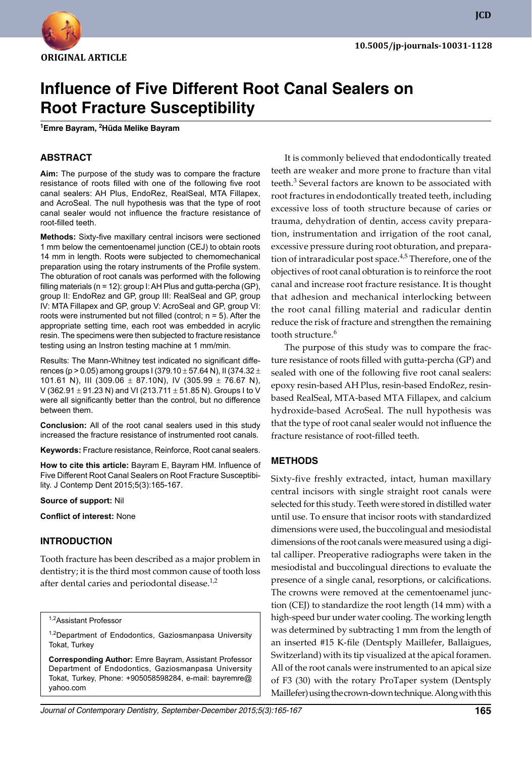ORIGINAL ARTICLE

# Influence of Five Different Root Canal Sealers on Root Fracture Susceptibility

[1]Emre Bayram, [2]Hüda Melike Bayram

## ABSTRACT

**Aim:** The purpose of the study was to compare the fracture resistance of roots filled with one of the following five root canal sealers: AH Plus, EndoRez, RealSeal, MTA Fillapex, and AcroSeal. The null hypothesis was that the type of root canal sealer would not influence the fracture resistance of root-filled teeth.

**Methods:** Sixty-five maxillary central incisors were sectioned 1 mm below the cementoenamel junction (CEJ) to obtain roots 14 mm in length. Roots were subjected to chemomechanical preparation using the rotary instruments of the Profile system. The obturation of root canals was performed with the following filling materials (n = 12): group I: AH Plus and gutta-percha (GP), group II: EndoRez and GP, group III: RealSeal and GP, group IV: MTA Fillapex and GP, group V: AcroSeal and GP, group VI: roots were instrumented but not filled (control; n = 5). After the appropriate setting time, each root was embedded in acrylic resin. The specimens were then subjected to fracture resistance testing using an Instron testing machine at 1 mm/min.

Results: The Mann-Whitney test indicated no significant differences ($p > 0.05$) among groups I (379.10 ± 57.64 N), II (374.32 ± 101.61 N), III (309.06 ± 87.10N), IV (305.99 ± 76.67 N), V (362.91 ± 91.23 N) and VI (213.711 ± 51.85 N). Groups I to V were all significantly better than the control, but no difference between them.

**Conclusion:** All of the root canal sealers used in this study increased the fracture resistance of instrumented root canals.

**Keywords:** Fracture resistance, Reinforce, Root canal sealers.

**How to cite this article:** Bayram E, Bayram HM. Influence of Five Different Root Canal Sealers on Root Fracture Susceptibility. J Contemp Dent 2015;5(3):165-167.

**Source of support:** Nil

**Conflict of interest:** None

## INTRODUCTION

Tooth fracture has been described as a major problem in dentistry; it is the third most common cause of tooth loss after dental caries and periodontal disease.[1,2]

[1,2]Assistant Professor

[1,2]Department of Endodontics, Gaziosmanpasa University Tokat, Turkey

**Corresponding Author:** Emre Bayram, Assistant Professor Department of Endodontics, Gaziosmanpasa University Tokat, Turkey, Phone: +905058598284, e-mail: bayremre@yahoo.com

It is commonly believed that endodontically treated teeth are weaker and more prone to fracture than vital teeth.[3] Several factors are known to be associated with root fractures in endodontically treated teeth, including excessive loss of tooth structure because of caries or trauma, dehydration of dentin, access cavity preparation, instrumentation and irrigation of the root canal, excessive pressure during root obturation, and preparation of intraradicular post space.[4,5] Therefore, one of the objectives of root canal obturation is to reinforce the root canal and increase root fracture resistance. It is thought that adhesion and mechanical interlocking between the root canal filling material and radicular dentin reduce the risk of fracture and strengthen the remaining tooth structure.[6]

The purpose of this study was to compare the fracture resistance of roots filled with gutta-percha (GP) and sealed with one of the following five root canal sealers: epoxy resin-based AH Plus, resin-based EndoRez, resin-based RealSeal, MTA-based MTA Fillapex, and calcium hydroxide-based AcroSeal. The null hypothesis was that the type of root canal sealer would not influence the fracture resistance of root-filled teeth.

## METHODS

Sixty-five freshly extracted, intact, human maxillary central incisors with single straight root canals were selected for this study. Teeth were stored in distilled water until use. To ensure that incisor roots with standardized dimensions were used, the buccolingual and mesiodistal dimensions of the root canals were measured using a digital calliper. Preoperative radiographs were taken in the mesiodistal and buccolingual directions to evaluate the presence of a single canal, resorptions, or calcifications. The crowns were removed at the cementoenamel junction (CEJ) to standardize the root length (14 mm) with a high-speed bur under water cooling. The working length was determined by subtracting 1 mm from the length of an inserted #15 K-file (Dentsply Maillefer, Ballaigues, Switzerland) with its tip visualized at the apical foramen. All of the root canals were instrumented to an apical size of F3 (30) with the rotary ProTaper system (Dentsply Maillefer) using the crown-down technique. Along with this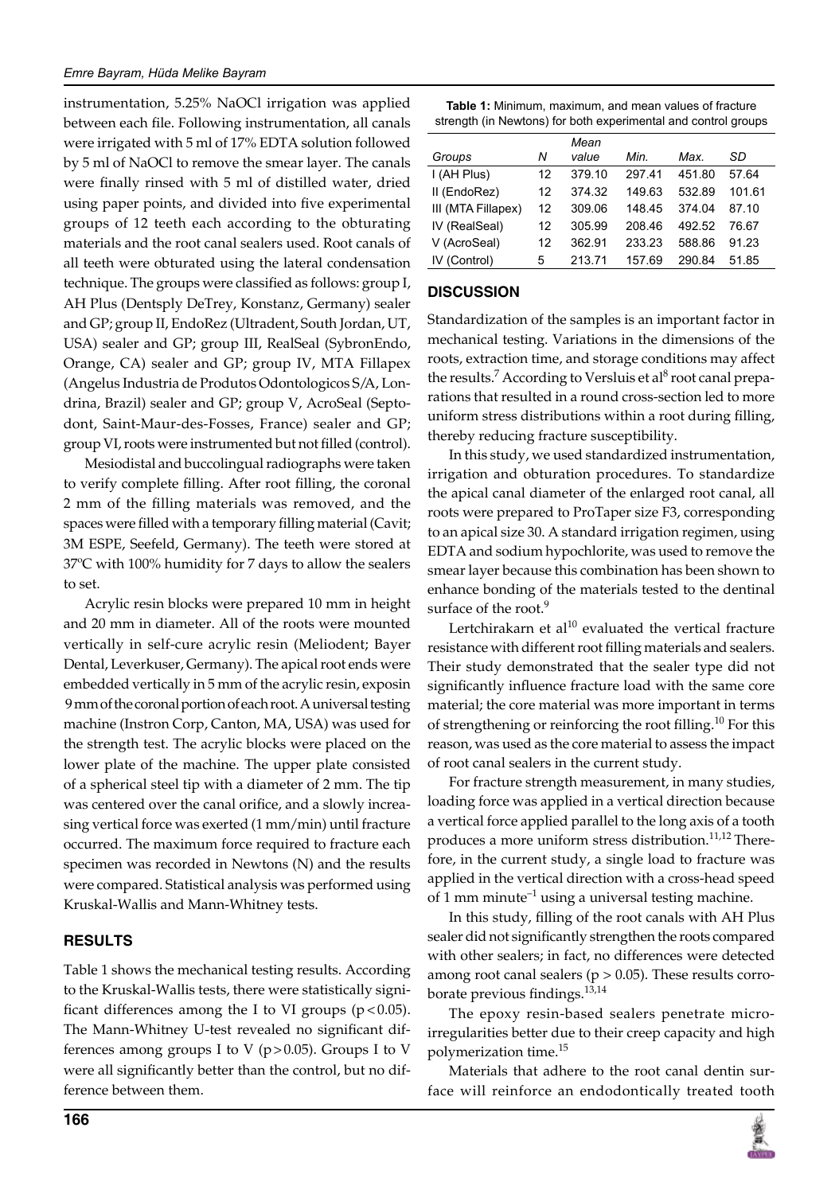instrumentation, 5.25% NaOCl irrigation was applied between each file. Following instrumentation, all canals were irrigated with 5 ml of 17% EDTA solution followed by 5 ml of NaOCl to remove the smear layer. The canals were finally rinsed with 5 ml of distilled water, dried using paper points, and divided into five experimental groups of 12 teeth each according to the obturating materials and the root canal sealers used. Root canals of all teeth were obturated using the lateral condensation technique. The groups were classified as follows: group I, AH Plus (Dentsply DeTrey, Konstanz, Germany) sealer and GP; group II, EndoRez (Ultradent, South Jordan, UT, USA) sealer and GP; group III, RealSeal (SybronEndo, Orange, CA) sealer and GP; group IV, MTA Fillapex (Angelus Industria de Produtos Odontologicos S/A, Londrina, Brazil) sealer and GP; group V, AcroSeal (Septodont, Saint-Maur-des-Fosses, France) sealer and GP; group VI, roots were instrumented but not filled (control).

Mesiodistal and buccolingual radiographs were taken to verify complete filling. After root filling, the coronal 2 mm of the filling materials was removed, and the spaces were filled with a temporary filling material (Cavit; 3M ESPE, Seefeld, Germany). The teeth were stored at 37ºC with 100% humidity for 7 days to allow the sealers to set.

Acrylic resin blocks were prepared 10 mm in height and 20 mm in diameter. All of the roots were mounted vertically in self-cure acrylic resin (Meliodent; Bayer Dental, Leverkuser, Germany). The apical root ends were embedded vertically in 5 mm of the acrylic resin, exposin 9 mm of the coronal portion of each root. A universal testing machine (Instron Corp, Canton, MA, USA) was used for the strength test. The acrylic blocks were placed on the lower plate of the machine. The upper plate consisted of a spherical steel tip with a diameter of 2 mm. The tip was centered over the canal orifice, and a slowly increasing vertical force was exerted (1 mm/min) until fracture occurred. The maximum force required to fracture each specimen was recorded in Newtons (N) and the results were compared. Statistical analysis was performed using Kruskal-Wallis and Mann-Whitney tests.

## RESULTS

Table 1 shows the mechanical testing results. According to the Kruskal-Wallis tests, there were statistically significant differences among the I to VI groups ($p < 0.05$). The Mann-Whitney U-test revealed no significant differences among groups I to V ($p > 0.05$). Groups I to V were all significantly better than the control, but no difference between them.

**Table 1:** Minimum, maximum, and mean values of fracture strength (in Newtons) for both experimental and control groups

| Groups | N | Mean value | Min. | Max. | SD |
|---|---|---|---|---|---|
| I (AH Plus) | 12 | 379.10 | 297.41 | 451.80 | 57.64 |
| II (EndoRez) | 12 | 374.32 | 149.63 | 532.89 | 101.61 |
| III (MTA Fillapex) | 12 | 309.06 | 148.45 | 374.04 | 87.10 |
| IV (RealSeal) | 12 | 305.99 | 208.46 | 492.52 | 76.67 |
| V (AcroSeal) | 12 | 362.91 | 233.23 | 588.86 | 91.23 |
| IV (Control) | 5 | 213.71 | 157.69 | 290.84 | 51.85 |

## DISCUSSION

Standardization of the samples is an important factor in mechanical testing. Variations in the dimensions of the roots, extraction time, and storage conditions may affect the results.[7] According to Versluis et al[8] root canal preparations that resulted in a round cross-section led to more uniform stress distributions within a root during filling, thereby reducing fracture susceptibility.

In this study, we used standardized instrumentation, irrigation and obturation procedures. To standardize the apical canal diameter of the enlarged root canal, all roots were prepared to ProTaper size F3, corresponding to an apical size 30. A standard irrigation regimen, using EDTA and sodium hypochlorite, was used to remove the smear layer because this combination has been shown to enhance bonding of the materials tested to the dentinal surface of the root.[9]

Lertchirakarn et al[10] evaluated the vertical fracture resistance with different root filling materials and sealers. Their study demonstrated that the sealer type did not significantly influence fracture load with the same core material; the core material was more important in terms of strengthening or reinforcing the root filling.[10] For this reason, was used as the core material to assess the impact of root canal sealers in the current study.

For fracture strength measurement, in many studies, loading force was applied in a vertical direction because a vertical force applied parallel to the long axis of a tooth produces a more uniform stress distribution.[11,12] Therefore, in the current study, a single load to fracture was applied in the vertical direction with a cross-head speed of 1 mm minute$^{-1}$ using a universal testing machine.

In this study, filling of the root canals with AH Plus sealer did not significantly strengthen the roots compared with other sealers; in fact, no differences were detected among root canal sealers ($p > 0.05$). These results corroborate previous findings.[13,14]

The epoxy resin-based sealers penetrate micro-irregularities better due to their creep capacity and high polymerization time.[15]

Materials that adhere to the root canal dentin surface will reinforce an endodontically treated tooth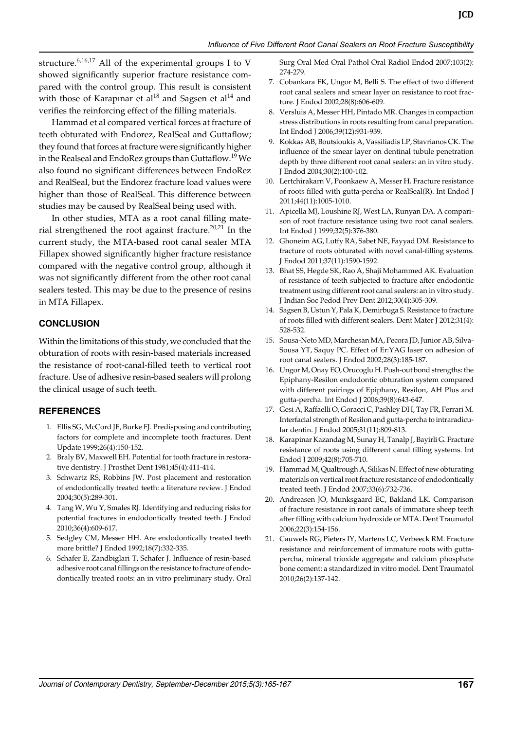structure.[6,16,17] All of the experimental groups I to V showed significantly superior fracture resistance compared with the control group. This result is consistent with those of Karapınar et al[18] and Sagsen et al[14] and verifies the reinforcing effect of the filling materials.

Hammad et al compared vertical forces at fracture of teeth obturated with Endorez, RealSeal and Guttaflow; they found that forces at fracture were significantly higher in the Realseal and EndoRez groups than Guttaflow.[19] We also found no significant differences between EndoRez and RealSeal, but the Endorez fracture load values were higher than those of RealSeal. This difference between studies may be caused by RealSeal being used with.

In other studies, MTA as a root canal filling material strengthened the root against fracture.[20,21] In the current study, the MTA-based root canal sealer MTA Fillapex showed significantly higher fracture resistance compared with the negative control group, although it was not significantly different from the other root canal sealers tested. This may be due to the presence of resins in MTA Fillapex.

## CONCLUSION

Within the limitations of this study, we concluded that the obturation of roots with resin-based materials increased the resistance of root-canal-filled teeth to vertical root fracture. Use of adhesive resin-based sealers will prolong the clinical usage of such teeth.

## REFERENCES

1. Ellis SG, McCord JF, Burke FJ. Predisposing and contributing factors for complete and incomplete tooth fractures. Dent Update 1999;26(4):150-152.
2. Braly BV, Maxwell EH. Potential for tooth fracture in restorative dentistry. J Prosthet Dent 1981;45(4):411-414.
3. Schwartz RS, Robbins JW. Post placement and restoration of endodontically treated teeth: a literature review. J Endod 2004;30(5):289-301.
4. Tang W, Wu Y, Smales RJ. Identifying and reducing risks for potential fractures in endodontically treated teeth. J Endod 2010;36(4):609-617.
5. Sedgley CM, Messer HH. Are endodontically treated teeth more brittle? J Endod 1992;18(7):332-335.
6. Schafer E, Zandbiglari T, Schafer J. Influence of resin-based adhesive root canal fillings on the resistance to fracture of endodontically treated roots: an in vitro preliminary study. Oral Surg Oral Med Oral Pathol Oral Radiol Endod 2007;103(2): 274-279.
7. Cobankara FK, Ungor M, Belli S. The effect of two different root canal sealers and smear layer on resistance to root fracture. J Endod 2002;28(8):606-609.
8. Versluis A, Messer HH, Pintado MR. Changes in compaction stress distributions in roots resulting from canal preparation. Int Endod J 2006;39(12):931-939.
9. Kokkas AB, Boutsioukis A, Vassiliadis LP, Stavrianos CK. The influence of the smear layer on dentinal tubule penetration depth by three different root canal sealers: an in vitro study. J Endod 2004;30(2):100-102.
10. Lertchirakarn V, Poonkaew A, Messer H. Fracture resistance of roots filled with gutta-percha or RealSeal(R). Int Endod J 2011;44(11):1005-1010.
11. Apicella MJ, Loushine RJ, West LA, Runyan DA. A comparison of root fracture resistance using two root canal sealers. Int Endod J 1999;32(5):376-380.
12. Ghoneim AG, Lutfy RA, Sabet NE, Fayyad DM. Resistance to fracture of roots obturated with novel canal-filling systems. J Endod 2011;37(11):1590-1592.
13. Bhat SS, Hegde SK, Rao A, Shaji Mohammed AK. Evaluation of resistance of teeth subjected to fracture after endodontic treatment using different root canal sealers: an in vitro study. J Indian Soc Pedod Prev Dent 2012;30(4):305-309.
14. Sagsen B, Ustun Y, Pala K, Demirbuga S. Resistance to fracture of roots filled with different sealers. Dent Mater J 2012;31(4): 528-532.
15. Sousa-Neto MD, Marchesan MA, Pecora JD, Junior AB, Silva-Sousa YT, Saquy PC. Effect of Er:YAG laser on adhesion of root canal sealers. J Endod 2002;28(3):185-187.
16. Ungor M, Onay EO, Orucoglu H. Push-out bond strengths: the Epiphany-Resilon endodontic obturation system compared with different pairings of Epiphany, Resilon, AH Plus and gutta-percha. Int Endod J 2006;39(8):643-647.
17. Gesi A, Raffaelli O, Goracci C, Pashley DH, Tay FR, Ferrari M. Interfacial strength of Resilon and gutta-percha to intraradicular dentin. J Endod 2005;31(11):809-813.
18. Karapinar Kazandag M, Sunay H, Tanalp J, Bayirli G. Fracture resistance of roots using different canal filling systems. Int Endod J 2009;42(8):705-710.
19. Hammad M, Qualtrough A, Silikas N. Effect of new obturating materials on vertical root fracture resistance of endodontically treated teeth. J Endod 2007;33(6):732-736.
20. Andreasen JO, Munksgaard EC, Bakland LK. Comparison of fracture resistance in root canals of immature sheep teeth after filling with calcium hydroxide or MTA. Dent Traumatol 2006;22(3):154-156.
21. Cauwels RG, Pieters IY, Martens LC, Verbeeck RM. Fracture resistance and reinforcement of immature roots with gutta-percha, mineral trioxide aggregate and calcium phosphate bone cement: a standardized in vitro model. Dent Traumatol 2010;26(2):137-142.